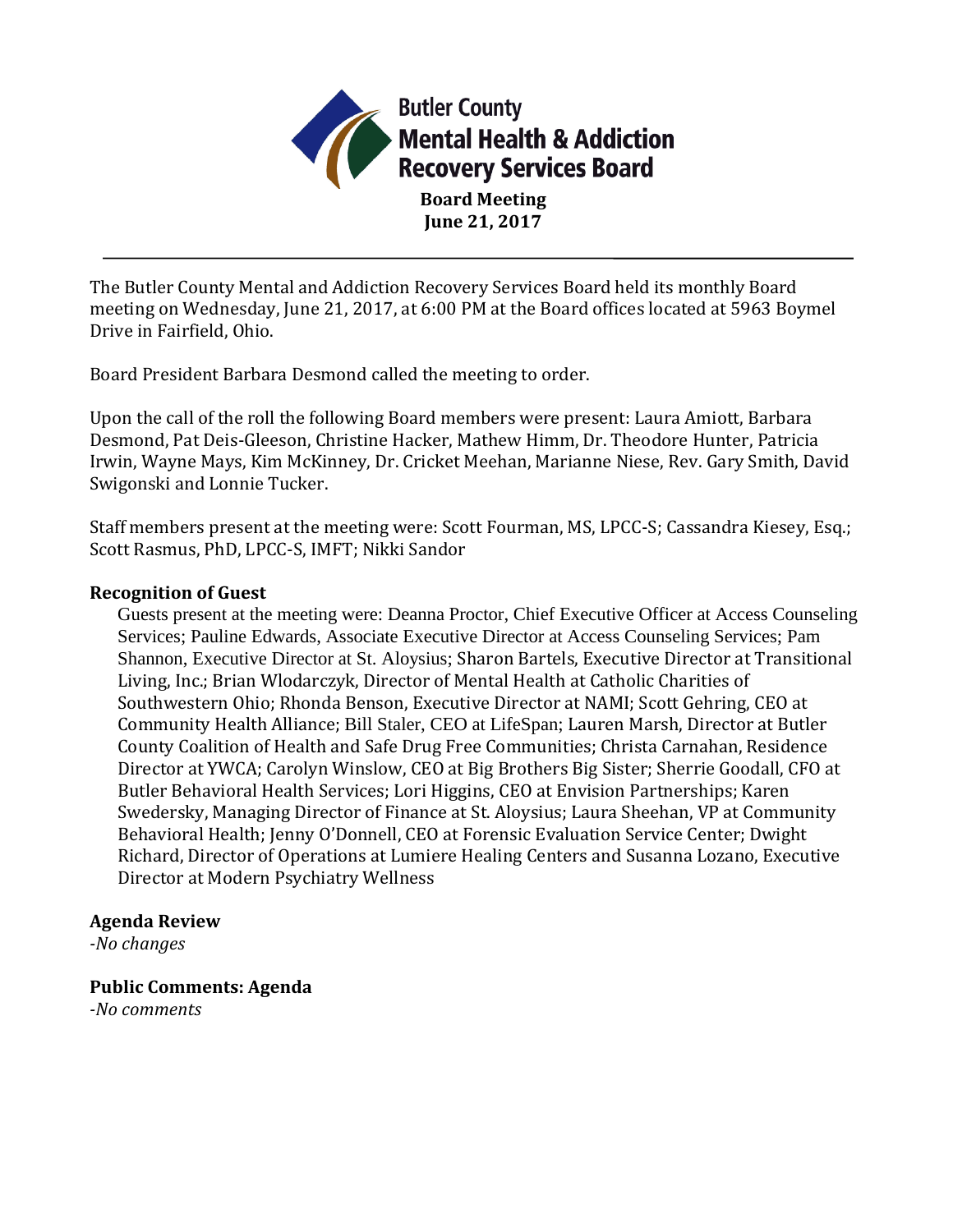# Butler County Mental Health & Addiction Recovery Services Board

**Board Meeting**
**June 21, 2017**

---

The Butler County Mental and Addiction Recovery Services Board held its monthly Board meeting on Wednesday, June 21, 2017, at 6:00 PM at the Board offices located at 5963 Boymel Drive in Fairfield, Ohio.

Board President Barbara Desmond called the meeting to order.

Upon the call of the roll the following Board members were present: Laura Amiott, Barbara Desmond, Pat Deis-Gleeson, Christine Hacker, Mathew Himm, Dr. Theodore Hunter, Patricia Irwin, Wayne Mays, Kim McKinney, Dr. Cricket Meehan, Marianne Niese, Rev. Gary Smith, David Swigonski and Lonnie Tucker.

Staff members present at the meeting were: Scott Fourman, MS, LPCC-S; Cassandra Kiesey, Esq.; Scott Rasmus, PhD, LPCC-S, IMFT; Nikki Sandor

### Recognition of Guest

Guests present at the meeting were: Deanna Proctor, Chief Executive Officer at Access Counseling Services; Pauline Edwards, Associate Executive Director at Access Counseling Services; Pam Shannon, Executive Director at St. Aloysius; Sharon Bartels, Executive Director at Transitional Living, Inc.; Brian Wlodarczyk, Director of Mental Health at Catholic Charities of Southwestern Ohio; Rhonda Benson, Executive Director at NAMI; Scott Gehring, CEO at Community Health Alliance; Bill Staler, CEO at LifeSpan; Lauren Marsh, Director at Butler County Coalition of Health and Safe Drug Free Communities; Christa Carnahan, Residence Director at YWCA; Carolyn Winslow, CEO at Big Brothers Big Sister; Sherrie Goodall, CFO at Butler Behavioral Health Services; Lori Higgins, CEO at Envision Partnerships; Karen Swedersky, Managing Director of Finance at St. Aloysius; Laura Sheehan, VP at Community Behavioral Health; Jenny O'Donnell, CEO at Forensic Evaluation Service Center; Dwight Richard, Director of Operations at Lumiere Healing Centers and Susanna Lozano, Executive Director at Modern Psychiatry Wellness

### Agenda Review

*-No changes*

### Public Comments: Agenda

*-No comments*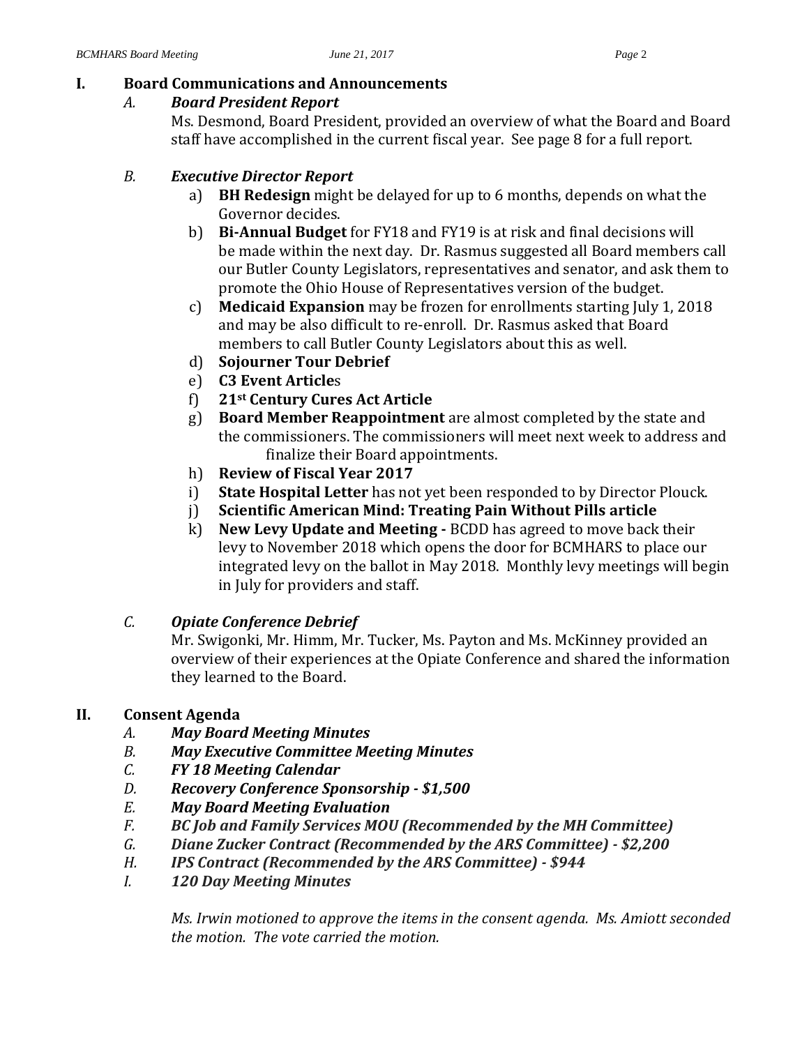## I. Board Communications and Announcements

### *A. Board President Report*

Ms. Desmond, Board President, provided an overview of what the Board and Board staff have accomplished in the current fiscal year. See page 8 for a full report.

### *B. Executive Director Report*

a) **BH Redesign** might be delayed for up to 6 months, depends on what the Governor decides.

b) **Bi-Annual Budget** for FY18 and FY19 is at risk and final decisions will be made within the next day. Dr. Rasmus suggested all Board members call our Butler County Legislators, representatives and senator, and ask them to promote the Ohio House of Representatives version of the budget.

c) **Medicaid Expansion** may be frozen for enrollments starting July 1, 2018 and may be also difficult to re-enroll. Dr. Rasmus asked that Board members to call Butler County Legislators about this as well.

d) **Sojourner Tour Debrief**

e) **C3 Event Article**s

f) **21st Century Cures Act Article**

g) **Board Member Reappointment** are almost completed by the state and the commissioners. The commissioners will meet next week to address and finalize their Board appointments.

h) **Review of Fiscal Year 2017**

i) **State Hospital Letter** has not yet been responded to by Director Plouck.

j) **Scientific American Mind: Treating Pain Without Pills article**

k) **New Levy Update and Meeting -** BCDD has agreed to move back their levy to November 2018 which opens the door for BCMHARS to place our integrated levy on the ballot in May 2018. Monthly levy meetings will begin in July for providers and staff.

### *C. Opiate Conference Debrief*

Mr. Swigonki, Mr. Himm, Mr. Tucker, Ms. Payton and Ms. McKinney provided an overview of their experiences at the Opiate Conference and shared the information they learned to the Board.

## II. Consent Agenda

*A.* ***May Board Meeting Minutes***
*B.* ***May Executive Committee Meeting Minutes***
*C.* ***FY 18 Meeting Calendar***
*D.* ***Recovery Conference Sponsorship - $1,500***
*E.* ***May Board Meeting Evaluation***
*F.* ***BC Job and Family Services MOU (Recommended by the MH Committee)***
*G.* ***Diane Zucker Contract (Recommended by the ARS Committee) - $2,200***
*H.* ***IPS Contract (Recommended by the ARS Committee) - $944***
*I.* ***120 Day Meeting Minutes***

*Ms. Irwin motioned to approve the items in the consent agenda. Ms. Amiott seconded the motion. The vote carried the motion.*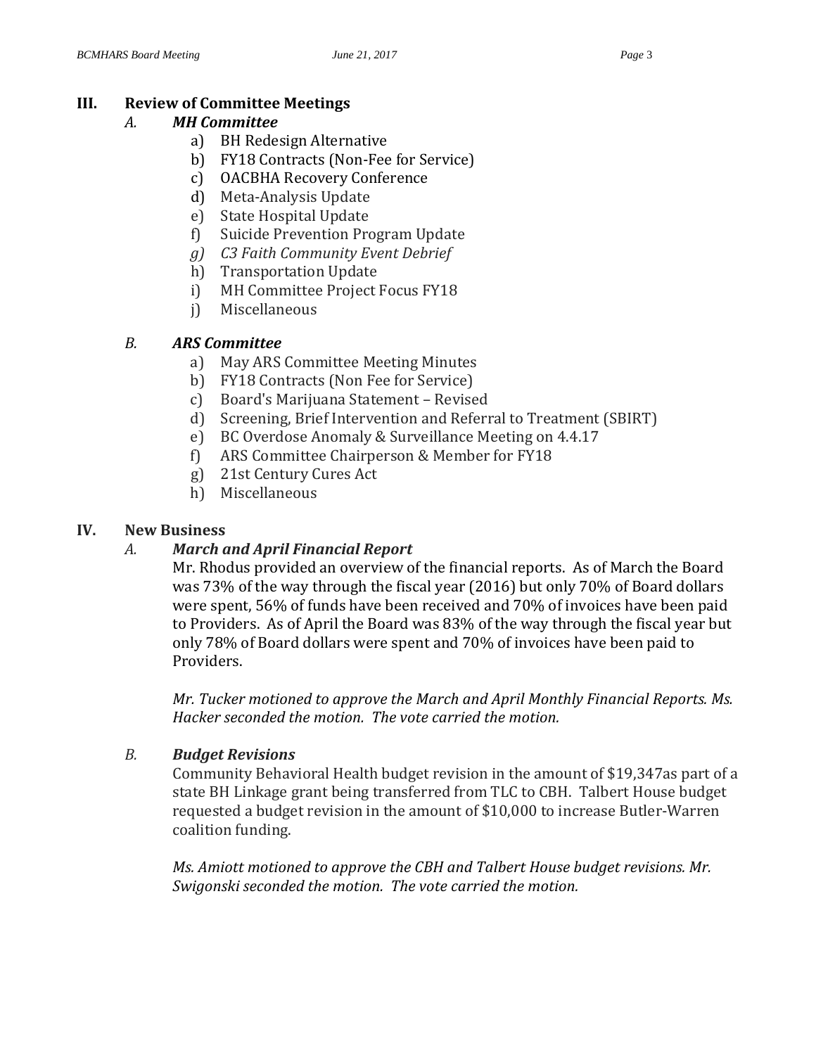## III. Review of Committee Meetings

### *A. MH Committee*

a) BH Redesign Alternative
b) FY18 Contracts (Non-Fee for Service)
c) OACBHA Recovery Conference
d) Meta-Analysis Update
e) State Hospital Update
f) Suicide Prevention Program Update
*g) C3 Faith Community Event Debrief*
h) Transportation Update
i) MH Committee Project Focus FY18
j) Miscellaneous

### *B. ARS Committee*

a) May ARS Committee Meeting Minutes
b) FY18 Contracts (Non Fee for Service)
c) Board's Marijuana Statement – Revised
d) Screening, Brief Intervention and Referral to Treatment (SBIRT)
e) BC Overdose Anomaly & Surveillance Meeting on 4.4.17
f) ARS Committee Chairperson & Member for FY18
g) 21st Century Cures Act
h) Miscellaneous

## IV. New Business

### *A. March and April Financial Report*

Mr. Rhodus provided an overview of the financial reports. As of March the Board was 73% of the way through the fiscal year (2016) but only 70% of Board dollars were spent, 56% of funds have been received and 70% of invoices have been paid to Providers. As of April the Board was 83% of the way through the fiscal year but only 78% of Board dollars were spent and 70% of invoices have been paid to Providers.

*Mr. Tucker motioned to approve the March and April Monthly Financial Reports. Ms. Hacker seconded the motion. The vote carried the motion.*

### *B. Budget Revisions*

Community Behavioral Health budget revision in the amount of $19,347as part of a state BH Linkage grant being transferred from TLC to CBH. Talbert House budget requested a budget revision in the amount of $10,000 to increase Butler-Warren coalition funding.

*Ms. Amiott motioned to approve the CBH and Talbert House budget revisions. Mr. Swigonski seconded the motion. The vote carried the motion.*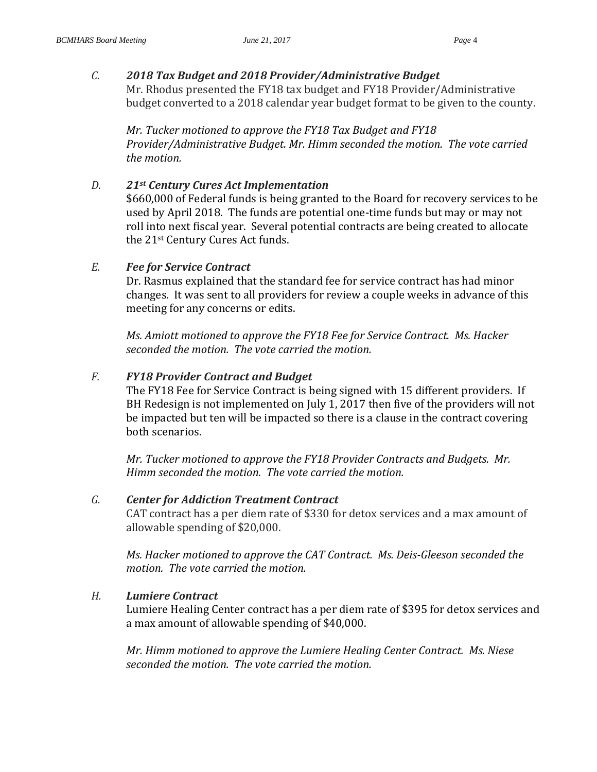### *C. 2018 Tax Budget and 2018 Provider/Administrative Budget*

Mr. Rhodus presented the FY18 tax budget and FY18 Provider/Administrative budget converted to a 2018 calendar year budget format to be given to the county.

*Mr. Tucker motioned to approve the FY18 Tax Budget and FY18 Provider/Administrative Budget. Mr. Himm seconded the motion. The vote carried the motion.*

### *D. 21st Century Cures Act Implementation*

$660,000 of Federal funds is being granted to the Board for recovery services to be used by April 2018. The funds are potential one-time funds but may or may not roll into next fiscal year. Several potential contracts are being created to allocate the 21st Century Cures Act funds.

### *E. Fee for Service Contract*

Dr. Rasmus explained that the standard fee for service contract has had minor changes. It was sent to all providers for review a couple weeks in advance of this meeting for any concerns or edits.

*Ms. Amiott motioned to approve the FY18 Fee for Service Contract. Ms. Hacker seconded the motion. The vote carried the motion.*

### *F. FY18 Provider Contract and Budget*

The FY18 Fee for Service Contract is being signed with 15 different providers. If BH Redesign is not implemented on July 1, 2017 then five of the providers will not be impacted but ten will be impacted so there is a clause in the contract covering both scenarios.

*Mr. Tucker motioned to approve the FY18 Provider Contracts and Budgets. Mr. Himm seconded the motion. The vote carried the motion.*

### *G. Center for Addiction Treatment Contract*

CAT contract has a per diem rate of $330 for detox services and a max amount of allowable spending of $20,000.

*Ms. Hacker motioned to approve the CAT Contract. Ms. Deis-Gleeson seconded the motion. The vote carried the motion.*

### *H. Lumiere Contract*

Lumiere Healing Center contract has a per diem rate of $395 for detox services and a max amount of allowable spending of $40,000.

*Mr. Himm motioned to approve the Lumiere Healing Center Contract. Ms. Niese seconded the motion. The vote carried the motion.*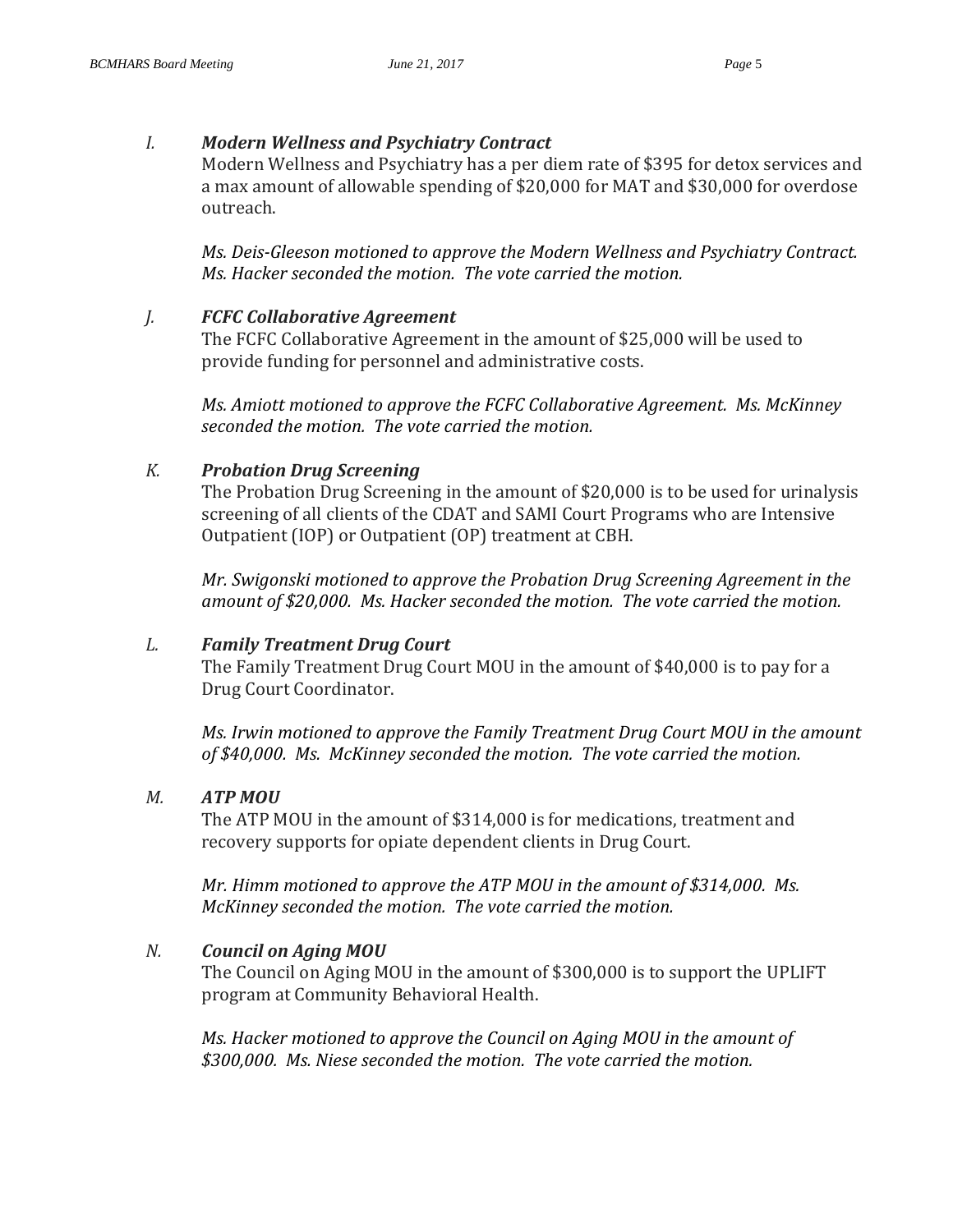*I.* ***Modern Wellness and Psychiatry Contract***

Modern Wellness and Psychiatry has a per diem rate of $395 for detox services and a max amount of allowable spending of $20,000 for MAT and $30,000 for overdose outreach.

*Ms. Deis-Gleeson motioned to approve the Modern Wellness and Psychiatry Contract. Ms. Hacker seconded the motion. The vote carried the motion.*

*J.* ***FCFC Collaborative Agreement***

The FCFC Collaborative Agreement in the amount of $25,000 will be used to provide funding for personnel and administrative costs.

*Ms. Amiott motioned to approve the FCFC Collaborative Agreement. Ms. McKinney seconded the motion. The vote carried the motion.*

*K.* ***Probation Drug Screening***

The Probation Drug Screening in the amount of $20,000 is to be used for urinalysis screening of all clients of the CDAT and SAMI Court Programs who are Intensive Outpatient (IOP) or Outpatient (OP) treatment at CBH.

*Mr. Swigonski motioned to approve the Probation Drug Screening Agreement in the amount of $20,000. Ms. Hacker seconded the motion. The vote carried the motion.*

*L.* ***Family Treatment Drug Court***

The Family Treatment Drug Court MOU in the amount of $40,000 is to pay for a Drug Court Coordinator.

*Ms. Irwin motioned to approve the Family Treatment Drug Court MOU in the amount of $40,000. Ms. McKinney seconded the motion. The vote carried the motion.*

*M.* ***ATP MOU***

The ATP MOU in the amount of $314,000 is for medications, treatment and recovery supports for opiate dependent clients in Drug Court.

*Mr. Himm motioned to approve the ATP MOU in the amount of $314,000. Ms. McKinney seconded the motion. The vote carried the motion.*

*N.* ***Council on Aging MOU***

The Council on Aging MOU in the amount of $300,000 is to support the UPLIFT program at Community Behavioral Health.

*Ms. Hacker motioned to approve the Council on Aging MOU in the amount of $300,000. Ms. Niese seconded the motion. The vote carried the motion.*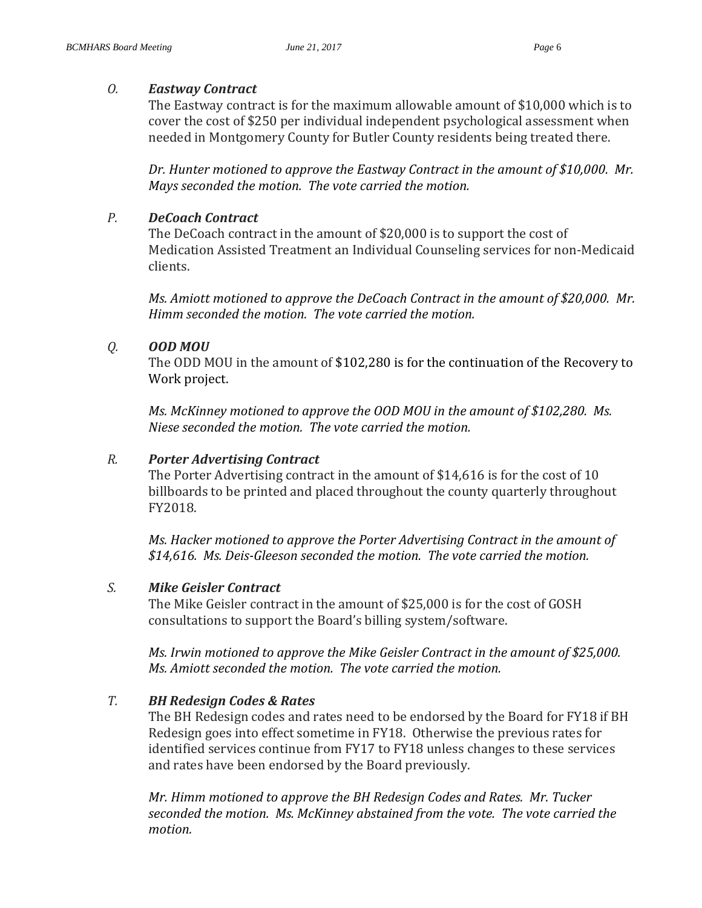*O.* ***Eastway Contract***

The Eastway contract is for the maximum allowable amount of $10,000 which is to cover the cost of $250 per individual independent psychological assessment when needed in Montgomery County for Butler County residents being treated there.

*Dr. Hunter motioned to approve the Eastway Contract in the amount of $10,000. Mr. Mays seconded the motion. The vote carried the motion.*

*P.* ***DeCoach Contract***

The DeCoach contract in the amount of $20,000 is to support the cost of Medication Assisted Treatment an Individual Counseling services for non-Medicaid clients.

*Ms. Amiott motioned to approve the DeCoach Contract in the amount of $20,000. Mr. Himm seconded the motion. The vote carried the motion.*

*Q.* ***OOD MOU***

The ODD MOU in the amount of $102,280 is for the continuation of the Recovery to Work project.

*Ms. McKinney motioned to approve the OOD MOU in the amount of $102,280. Ms. Niese seconded the motion. The vote carried the motion.*

*R.* ***Porter Advertising Contract***

The Porter Advertising contract in the amount of $14,616 is for the cost of 10 billboards to be printed and placed throughout the county quarterly throughout FY2018.

*Ms. Hacker motioned to approve the Porter Advertising Contract in the amount of $14,616. Ms. Deis-Gleeson seconded the motion. The vote carried the motion.*

*S.* ***Mike Geisler Contract***

The Mike Geisler contract in the amount of $25,000 is for the cost of GOSH consultations to support the Board's billing system/software.

*Ms. Irwin motioned to approve the Mike Geisler Contract in the amount of $25,000. Ms. Amiott seconded the motion. The vote carried the motion.*

*T.* ***BH Redesign Codes & Rates***

The BH Redesign codes and rates need to be endorsed by the Board for FY18 if BH Redesign goes into effect sometime in FY18. Otherwise the previous rates for identified services continue from FY17 to FY18 unless changes to these services and rates have been endorsed by the Board previously.

*Mr. Himm motioned to approve the BH Redesign Codes and Rates. Mr. Tucker seconded the motion. Ms. McKinney abstained from the vote. The vote carried the motion.*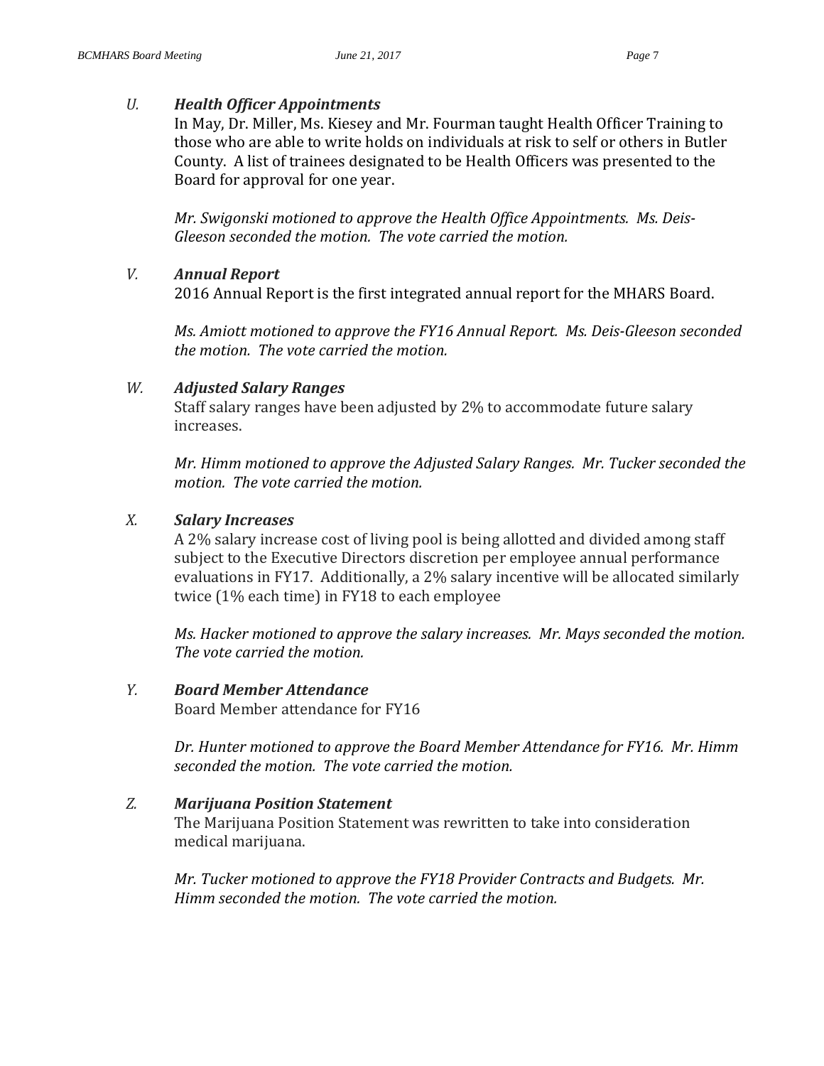*U.* ***Health Officer Appointments***

In May, Dr. Miller, Ms. Kiesey and Mr. Fourman taught Health Officer Training to those who are able to write holds on individuals at risk to self or others in Butler County. A list of trainees designated to be Health Officers was presented to the Board for approval for one year.

*Mr. Swigonski motioned to approve the Health Office Appointments. Ms. Deis-Gleeson seconded the motion. The vote carried the motion.*

*V.* ***Annual Report***

2016 Annual Report is the first integrated annual report for the MHARS Board.

*Ms. Amiott motioned to approve the FY16 Annual Report. Ms. Deis-Gleeson seconded the motion. The vote carried the motion.*

*W.* ***Adjusted Salary Ranges***

Staff salary ranges have been adjusted by 2% to accommodate future salary increases.

*Mr. Himm motioned to approve the Adjusted Salary Ranges. Mr. Tucker seconded the motion. The vote carried the motion.*

*X.* ***Salary Increases***

A 2% salary increase cost of living pool is being allotted and divided among staff subject to the Executive Directors discretion per employee annual performance evaluations in FY17. Additionally, a 2% salary incentive will be allocated similarly twice (1% each time) in FY18 to each employee

*Ms. Hacker motioned to approve the salary increases. Mr. Mays seconded the motion. The vote carried the motion.*

*Y.* ***Board Member Attendance***

Board Member attendance for FY16

*Dr. Hunter motioned to approve the Board Member Attendance for FY16. Mr. Himm seconded the motion. The vote carried the motion.*

*Z.* ***Marijuana Position Statement***

The Marijuana Position Statement was rewritten to take into consideration medical marijuana.

*Mr. Tucker motioned to approve the FY18 Provider Contracts and Budgets. Mr. Himm seconded the motion. The vote carried the motion.*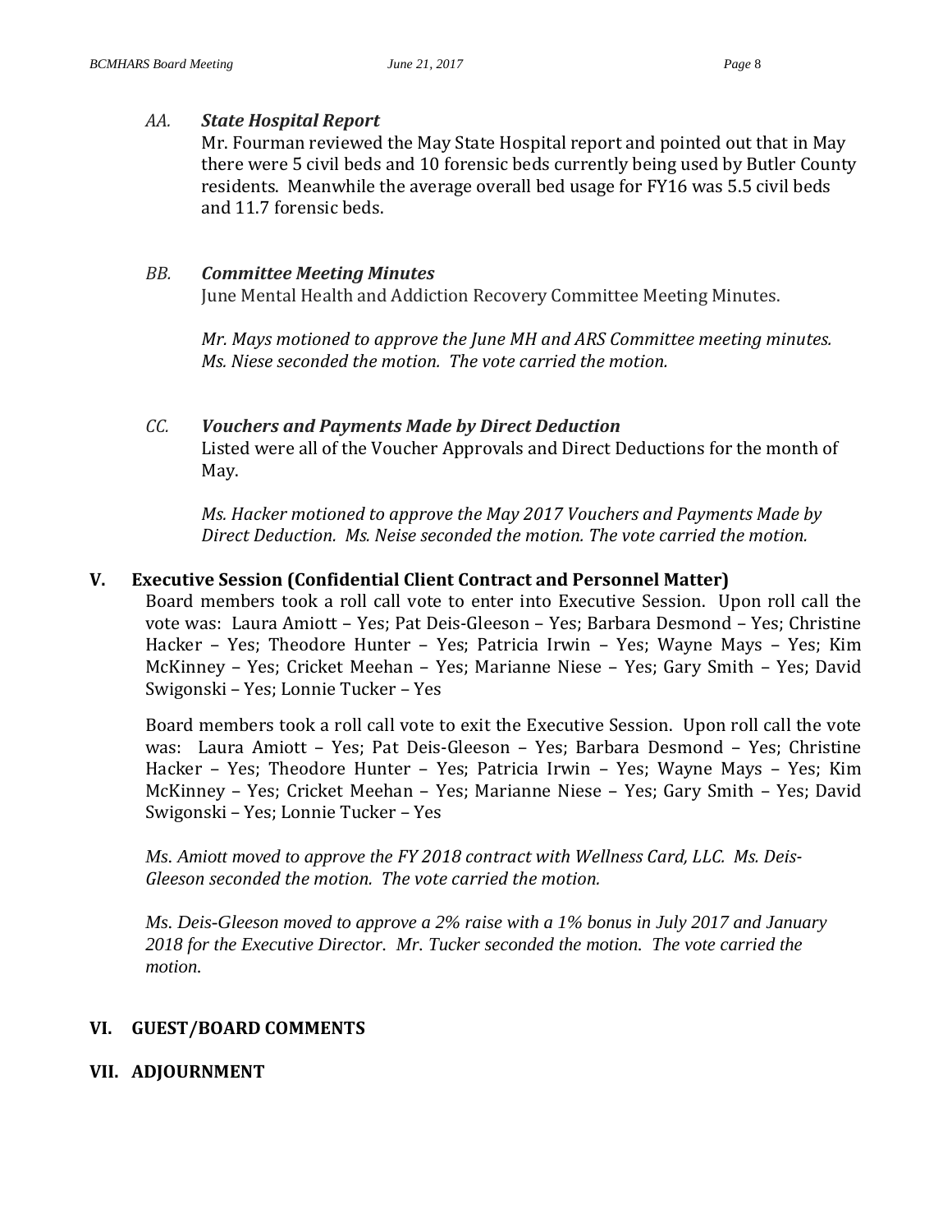*AA.* ***State Hospital Report***

Mr. Fourman reviewed the May State Hospital report and pointed out that in May there were 5 civil beds and 10 forensic beds currently being used by Butler County residents. Meanwhile the average overall bed usage for FY16 was 5.5 civil beds and 11.7 forensic beds.

*BB.* ***Committee Meeting Minutes***

June Mental Health and Addiction Recovery Committee Meeting Minutes.

*Mr. Mays motioned to approve the June MH and ARS Committee meeting minutes. Ms. Niese seconded the motion. The vote carried the motion.*

*CC.* ***Vouchers and Payments Made by Direct Deduction***

Listed were all of the Voucher Approvals and Direct Deductions for the month of May.

*Ms. Hacker motioned to approve the May 2017 Vouchers and Payments Made by Direct Deduction. Ms. Neise seconded the motion. The vote carried the motion.*

## V. Executive Session (Confidential Client Contract and Personnel Matter)

Board members took a roll call vote to enter into Executive Session. Upon roll call the vote was: Laura Amiott – Yes; Pat Deis-Gleeson – Yes; Barbara Desmond – Yes; Christine Hacker – Yes; Theodore Hunter – Yes; Patricia Irwin – Yes; Wayne Mays – Yes; Kim McKinney – Yes; Cricket Meehan – Yes; Marianne Niese – Yes; Gary Smith – Yes; David Swigonski – Yes; Lonnie Tucker – Yes

Board members took a roll call vote to exit the Executive Session. Upon roll call the vote was: Laura Amiott – Yes; Pat Deis-Gleeson – Yes; Barbara Desmond – Yes; Christine Hacker – Yes; Theodore Hunter – Yes; Patricia Irwin – Yes; Wayne Mays – Yes; Kim McKinney – Yes; Cricket Meehan – Yes; Marianne Niese – Yes; Gary Smith – Yes; David Swigonski – Yes; Lonnie Tucker – Yes

*Ms. Amiott moved to approve the FY 2018 contract with Wellness Card, LLC. Ms. Deis-Gleeson seconded the motion. The vote carried the motion.*

*Ms. Deis-Gleeson moved to approve a 2% raise with a 1% bonus in July 2017 and January 2018 for the Executive Director. Mr. Tucker seconded the motion. The vote carried the motion.*

## VI. GUEST/BOARD COMMENTS

## VII. ADJOURNMENT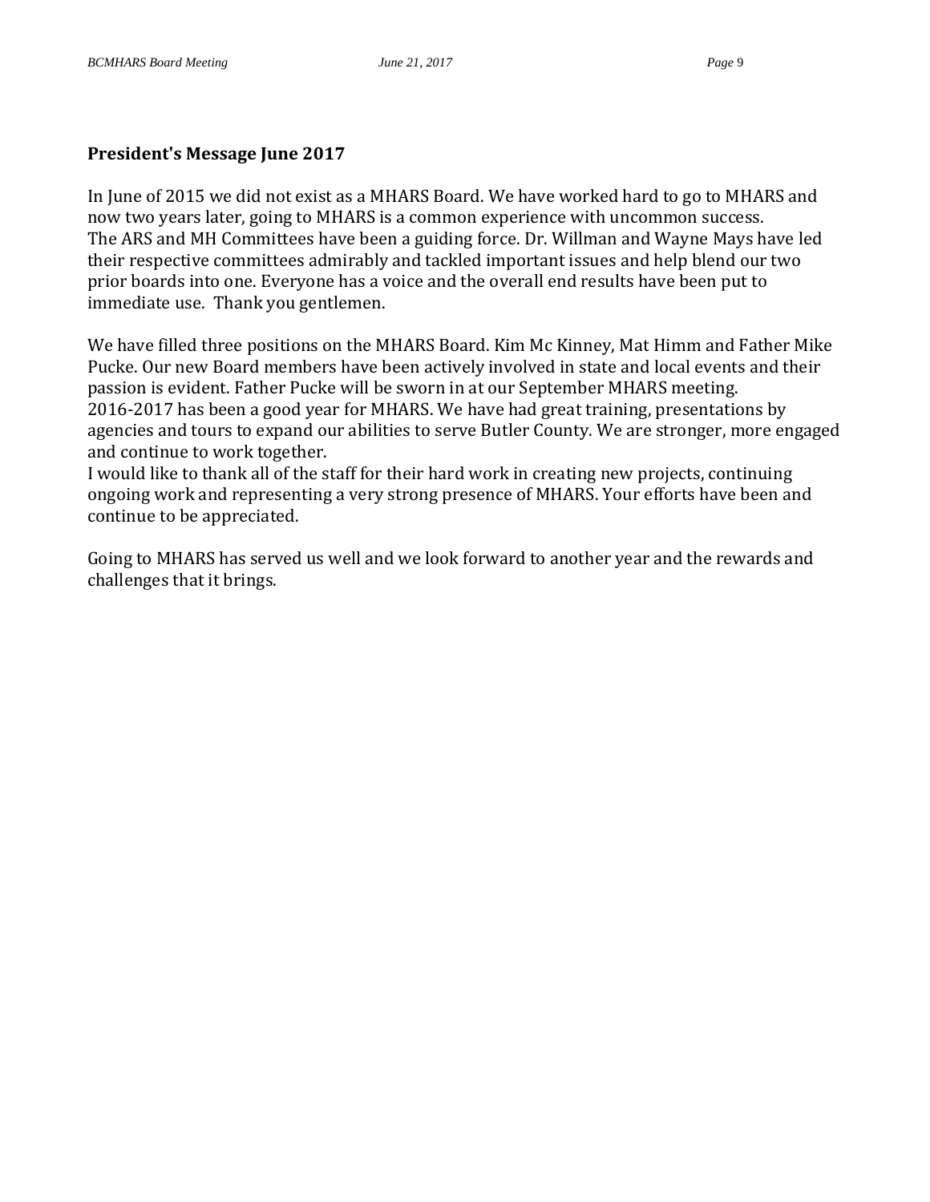**President's Message June 2017**

In June of 2015 we did not exist as a MHARS Board. We have worked hard to go to MHARS and now two years later, going to MHARS is a common experience with uncommon success. The ARS and MH Committees have been a guiding force. Dr. Willman and Wayne Mays have led their respective committees admirably and tackled important issues and help blend our two prior boards into one. Everyone has a voice and the overall end results have been put to immediate use. Thank you gentlemen.

We have filled three positions on the MHARS Board. Kim Mc Kinney, Mat Himm and Father Mike Pucke. Our new Board members have been actively involved in state and local events and their passion is evident. Father Pucke will be sworn in at our September MHARS meeting.
2016-2017 has been a good year for MHARS. We have had great training, presentations by agencies and tours to expand our abilities to serve Butler County. We are stronger, more engaged and continue to work together.
I would like to thank all of the staff for their hard work in creating new projects, continuing ongoing work and representing a very strong presence of MHARS. Your efforts have been and continue to be appreciated.

Going to MHARS has served us well and we look forward to another year and the rewards and challenges that it brings.